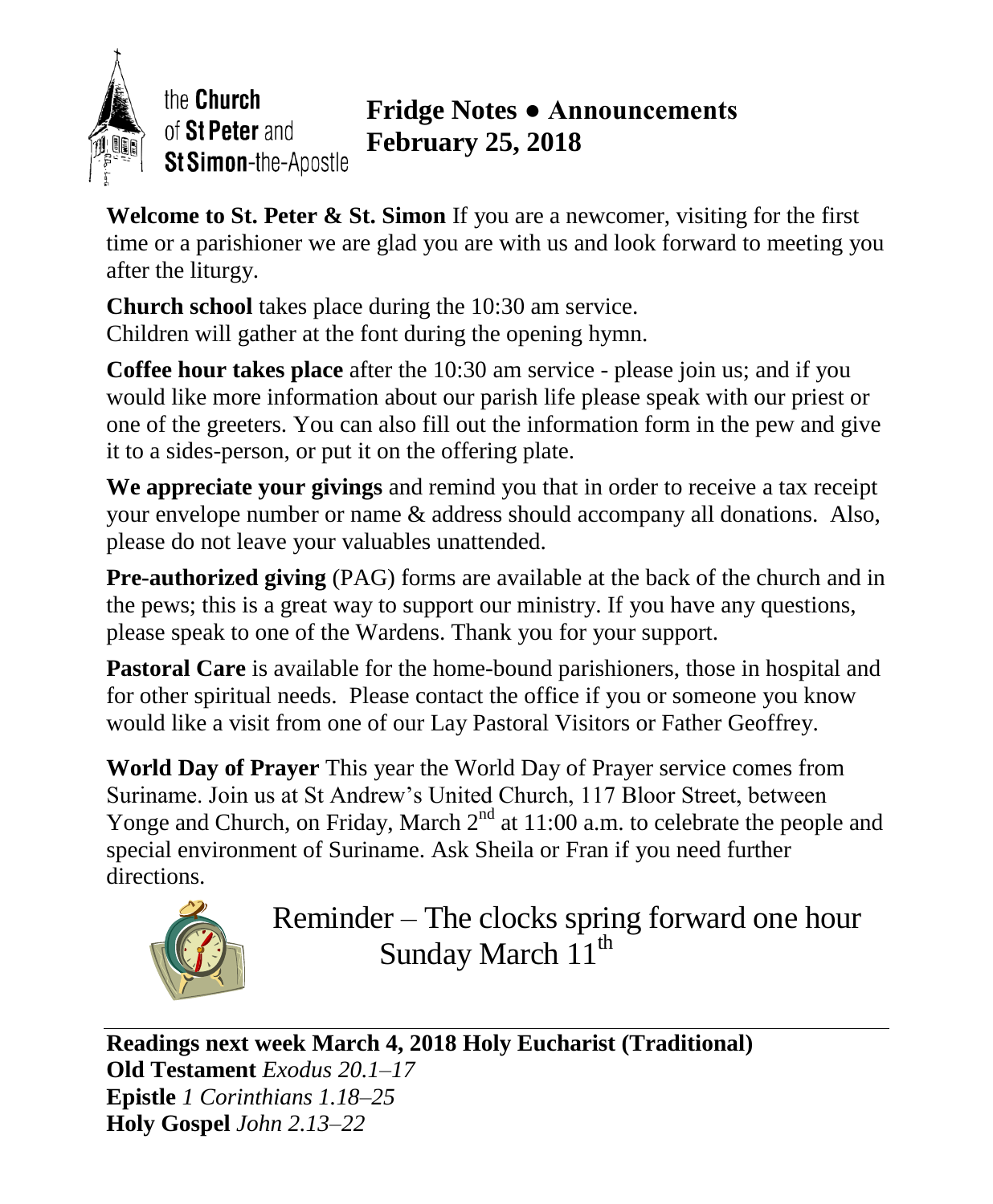the **Church** of **St Peter** and **St Simon**-the-Apostle

# Fridge Notes ● Announcements
# February 25, 2018

**Welcome to St. Peter & St. Simon** If you are a newcomer, visiting for the first time or a parishioner we are glad you are with us and look forward to meeting you after the liturgy.

**Church school** takes place during the 10:30 am service.
Children will gather at the font during the opening hymn.

**Coffee hour takes place** after the 10:30 am service - please join us; and if you would like more information about our parish life please speak with our priest or one of the greeters. You can also fill out the information form in the pew and give it to a sides-person, or put it on the offering plate.

**We appreciate your givings** and remind you that in order to receive a tax receipt your envelope number or name & address should accompany all donations. Also, please do not leave your valuables unattended.

**Pre-authorized giving** (PAG) forms are available at the back of the church and in the pews; this is a great way to support our ministry. If you have any questions, please speak to one of the Wardens. Thank you for your support.

**Pastoral Care** is available for the home-bound parishioners, those in hospital and for other spiritual needs. Please contact the office if you or someone you know would like a visit from one of our Lay Pastoral Visitors or Father Geoffrey.

**World Day of Prayer** This year the World Day of Prayer service comes from Suriname. Join us at St Andrew's United Church, 117 Bloor Street, between Yonge and Church, on Friday, March 2nd at 11:00 a.m. to celebrate the people and special environment of Suriname. Ask Sheila or Fran if you need further directions.

Reminder – The clocks spring forward one hour Sunday March 11th

---

**Readings next week March 4, 2018 Holy Eucharist (Traditional)**
**Old Testament** *Exodus 20.1–17*
**Epistle** *1 Corinthians 1.18–25*
**Holy Gospel** *John 2.13–22*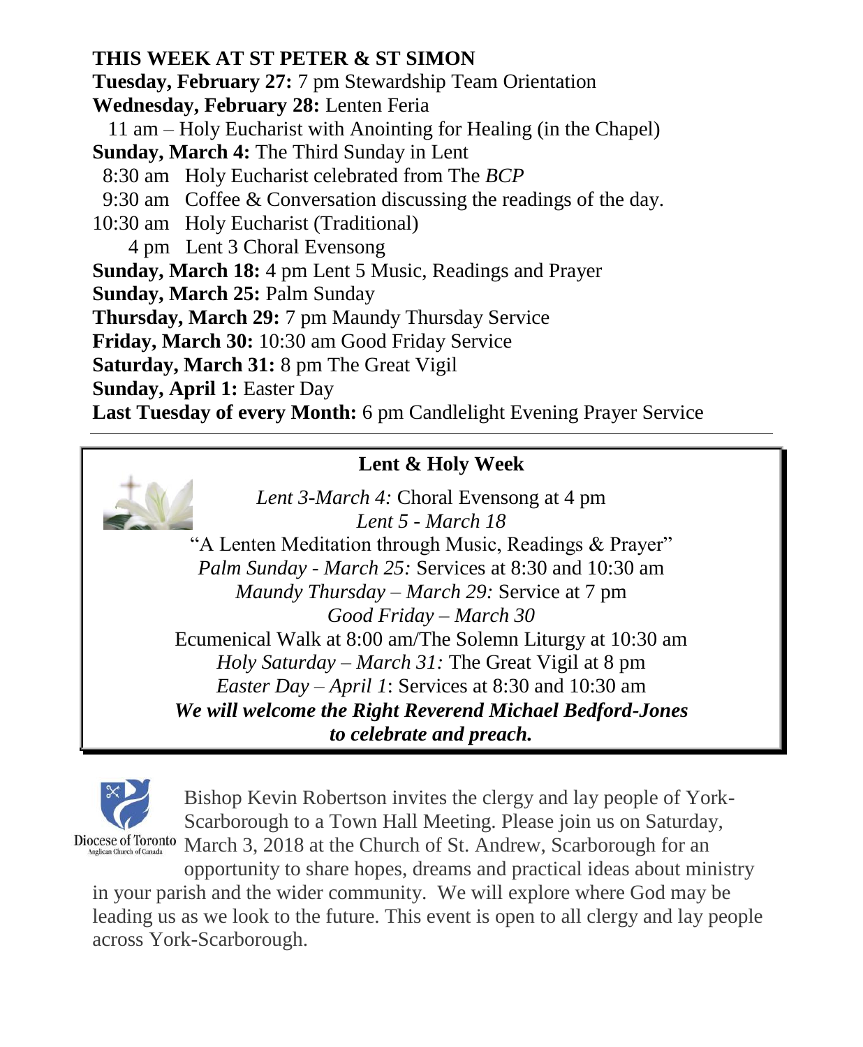## THIS WEEK AT ST PETER & ST SIMON

**Tuesday, February 27:** 7 pm Stewardship Team Orientation

**Wednesday, February 28:** Lenten Feria

11 am – Holy Eucharist with Anointing for Healing (in the Chapel)

**Sunday, March 4:** The Third Sunday in Lent

8:30 am Holy Eucharist celebrated from The *BCP*

9:30 am Coffee & Conversation discussing the readings of the day.

10:30 am Holy Eucharist (Traditional)

4 pm Lent 3 Choral Evensong

**Sunday, March 18:** 4 pm Lent 5 Music, Readings and Prayer

**Sunday, March 25:** Palm Sunday

**Thursday, March 29:** 7 pm Maundy Thursday Service

**Friday, March 30:** 10:30 am Good Friday Service

**Saturday, March 31:** 8 pm The Great Vigil

**Sunday, April 1:** Easter Day

**Last Tuesday of every Month:** 6 pm Candlelight Evening Prayer Service

---

### Lent & Holy Week

*Lent 3-March 4:* Choral Evensong at 4 pm

*Lent 5 - March 18*

"A Lenten Meditation through Music, Readings & Prayer"

*Palm Sunday - March 25:* Services at 8:30 and 10:30 am

*Maundy Thursday – March 29:* Service at 7 pm

*Good Friday – March 30*

Ecumenical Walk at 8:00 am/The Solemn Liturgy at 10:30 am

*Holy Saturday – March 31:* The Great Vigil at 8 pm

*Easter Day – April 1*: Services at 8:30 and 10:30 am

***We will welcome the Right Reverend Michael Bedford-Jones to celebrate and preach.***

---

Diocese of Toronto
Anglican Church of Canada

Bishop Kevin Robertson invites the clergy and lay people of York-Scarborough to a Town Hall Meeting. Please join us on Saturday, March 3, 2018 at the Church of St. Andrew, Scarborough for an opportunity to share hopes, dreams and practical ideas about ministry in your parish and the wider community. We will explore where God may be leading us as we look to the future. This event is open to all clergy and lay people across York-Scarborough.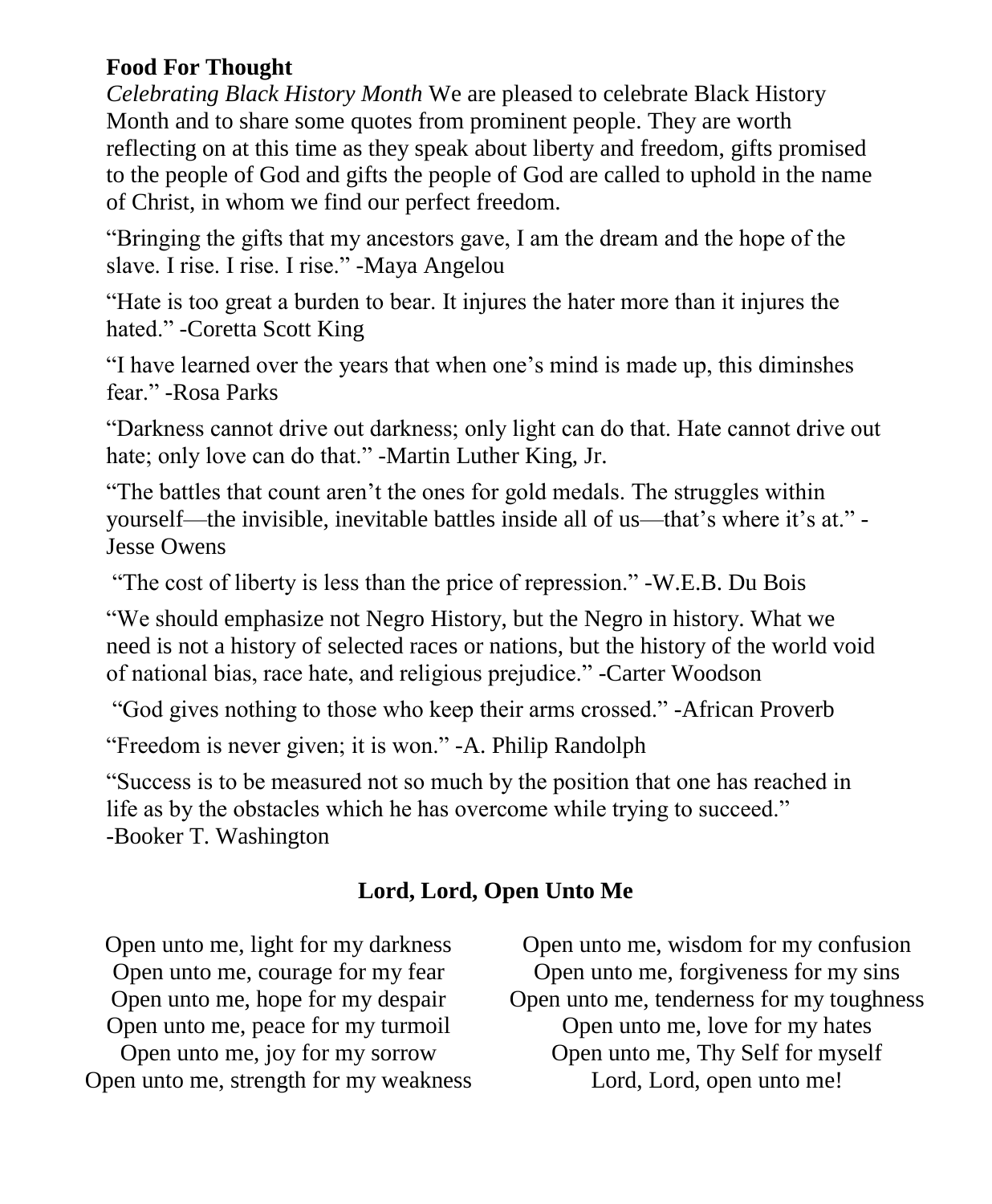**Food For Thought**

*Celebrating Black History Month* We are pleased to celebrate Black History Month and to share some quotes from prominent people. They are worth reflecting on at this time as they speak about liberty and freedom, gifts promised to the people of God and gifts the people of God are called to uphold in the name of Christ, in whom we find our perfect freedom.

"Bringing the gifts that my ancestors gave, I am the dream and the hope of the slave. I rise. I rise. I rise." -Maya Angelou

"Hate is too great a burden to bear. It injures the hater more than it injures the hated." -Coretta Scott King

"I have learned over the years that when one's mind is made up, this diminshes fear." -Rosa Parks

"Darkness cannot drive out darkness; only light can do that. Hate cannot drive out hate; only love can do that." -Martin Luther King, Jr.

"The battles that count aren't the ones for gold medals. The struggles within yourself—the invisible, inevitable battles inside all of us—that's where it's at." -Jesse Owens

"The cost of liberty is less than the price of repression." -W.E.B. Du Bois

"We should emphasize not Negro History, but the Negro in history. What we need is not a history of selected races or nations, but the history of the world void of national bias, race hate, and religious prejudice." -Carter Woodson

"God gives nothing to those who keep their arms crossed." -African Proverb

"Freedom is never given; it is won." -A. Philip Randolph

"Success is to be measured not so much by the position that one has reached in life as by the obstacles which he has overcome while trying to succeed." -Booker T. Washington

**Lord, Lord, Open Unto Me**

Open unto me, light for my darkness
Open unto me, courage for my fear
Open unto me, hope for my despair
Open unto me, peace for my turmoil
Open unto me, joy for my sorrow
Open unto me, strength for my weakness

Open unto me, wisdom for my confusion
Open unto me, forgiveness for my sins
Open unto me, tenderness for my toughness
Open unto me, love for my hates
Open unto me, Thy Self for myself
Lord, Lord, open unto me!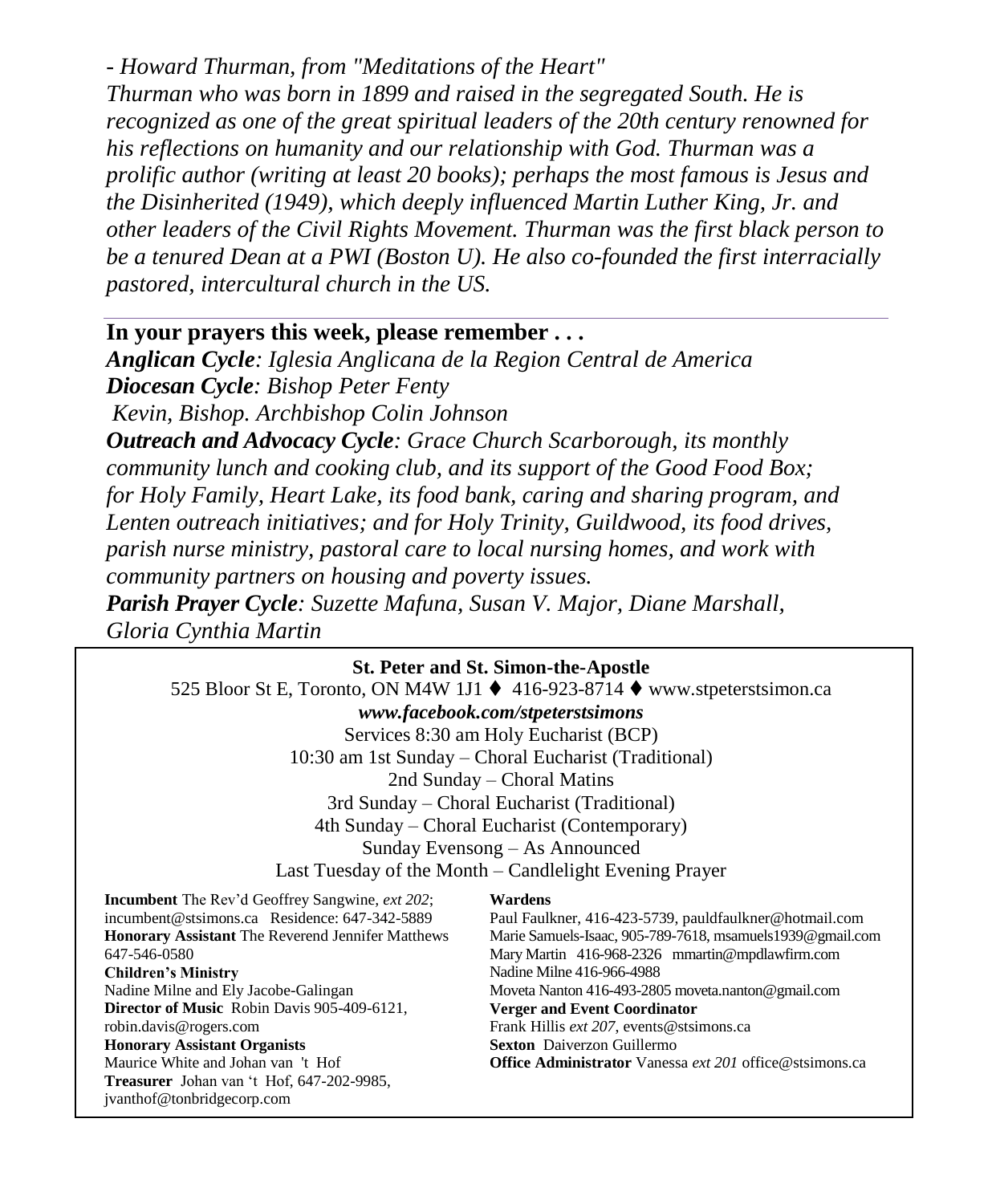*- Howard Thurman, from "Meditations of the Heart"*

*Thurman who was born in 1899 and raised in the segregated South. He is recognized as one of the great spiritual leaders of the 20th century renowned for his reflections on humanity and our relationship with God. Thurman was a prolific author (writing at least 20 books); perhaps the most famous is Jesus and the Disinherited (1949), which deeply influenced Martin Luther King, Jr. and other leaders of the Civil Rights Movement. Thurman was the first black person to be a tenured Dean at a PWI (Boston U). He also co-founded the first interracially pastored, intercultural church in the US.*

---

**In your prayers this week, please remember . . .**

***Anglican Cycle****: Iglesia Anglicana de la Region Central de America*

***Diocesan Cycle****: Bishop Peter Fenty*

*Kevin, Bishop. Archbishop Colin Johnson*

***Outreach and Advocacy Cycle****: Grace Church Scarborough, its monthly community lunch and cooking club, and its support of the Good Food Box; for Holy Family, Heart Lake, its food bank, caring and sharing program, and Lenten outreach initiatives; and for Holy Trinity, Guildwood, its food drives, parish nurse ministry, pastoral care to local nursing homes, and work with community partners on housing and poverty issues.*

***Parish Prayer Cycle****: Suzette Mafuna, Susan V. Major, Diane Marshall, Gloria Cynthia Martin*

**St. Peter and St. Simon-the-Apostle**

525 Bloor St E, Toronto, ON M4W 1J1 ♦ 416-923-8714 ♦ www.stpeterstsimon.ca

***www.facebook.com/stpeterstsimons***

Services 8:30 am Holy Eucharist (BCP)

10:30 am 1st Sunday – Choral Eucharist (Traditional)

2nd Sunday – Choral Matins

3rd Sunday – Choral Eucharist (Traditional)

4th Sunday – Choral Eucharist (Contemporary)

Sunday Evensong – As Announced

Last Tuesday of the Month – Candlelight Evening Prayer

**Incumbent** The Rev'd Geoffrey Sangwine, *ext 202*; incumbent@stsimons.ca Residence: 647-342-5889

**Honorary Assistant** The Reverend Jennifer Matthews 647-546-0580

**Children's Ministry**
Nadine Milne and Ely Jacobe-Galingan

**Director of Music** Robin Davis 905-409-6121, robin.davis@rogers.com

**Honorary Assistant Organists**
Maurice White and Johan van 't Hof

**Treasurer** Johan van 't Hof, 647-202-9985, jvanthof@tonbridgecorp.com

**Wardens**
Paul Faulkner, 416-423-5739, pauldfaulkner@hotmail.com
Marie Samuels-Isaac, 905-789-7618, msamuels1939@gmail.com
Mary Martin 416-968-2326 mmartin@mpdlawfirm.com
Nadine Milne 416-966-4988
Moveta Nanton 416-493-2805 moveta.nanton@gmail.com

**Verger and Event Coordinator**
Frank Hillis *ext 207*, events@stsimons.ca

**Sexton** Daiverzon Guillermo

**Office Administrator** Vanessa *ext 201* office@stsimons.ca